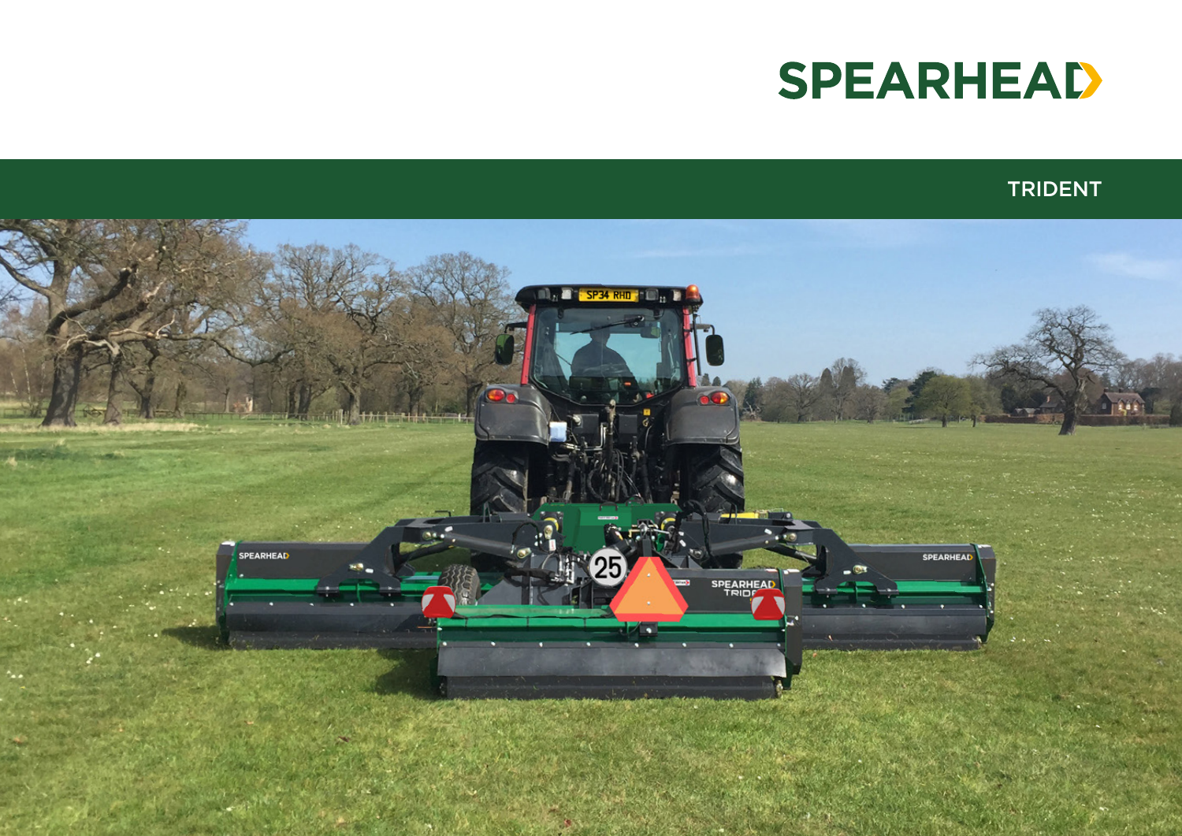# SPEARHEAD

## TRIDENT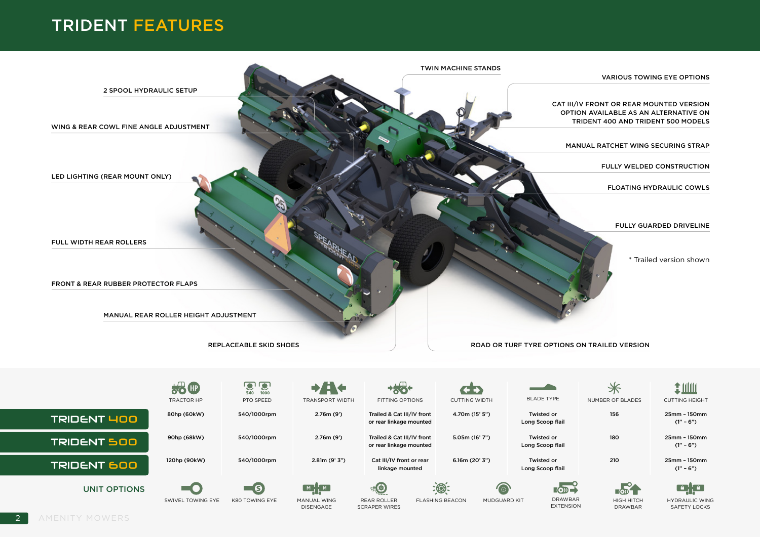# TRIDENT FEATURES

- 2 SPOOL HYDRAULIC SETUP
- WING & REAR COWL FINE ANGLE ADJUSTMENT
- LED LIGHTING (REAR MOUNT ONLY)
- FULL WIDTH REAR ROLLERS
- FRONT & REAR RUBBER PROTECTOR FLAPS
- MANUAL REAR ROLLER HEIGHT ADJUSTMENT
- REPLACEABLE SKID SHOES
- TWIN MACHINE STANDS
- VARIOUS TOWING EYE OPTIONS
- CAT III/IV FRONT OR REAR MOUNTED VERSION OPTION AVAILABLE AS AN ALTERNATIVE ON TRIDENT 400 AND TRIDENT 500 MODELS
- MANUAL RATCHET WING SECURING STRAP
- FULLY WELDED CONSTRUCTION
- FLOATING HYDRAULIC COWLS
- FULLY GUARDED DRIVELINE
- ROAD OR TURF TYRE OPTIONS ON TRAILED VERSION

* Trailed version shown

| | TRACTOR HP | PTO SPEED | TRANSPORT WIDTH | FITTING OPTIONS | CUTTING WIDTH | BLADE TYPE | NUMBER OF BLADES | CUTTING HEIGHT |
|---|---|---|---|---|---|---|---|---|
| TRIDENT 400 | 80hp (60kW) | 540/1000rpm | 2.76m (9') | Trailed & Cat III/IV front or rear linkage mounted | 4.70m (15' 5") | Twisted or Long Scoop flail | 156 | 25mm - 150mm (1" - 6") |
| TRIDENT 500 | 90hp (68kW) | 540/1000rpm | 2.76m (9') | Trailed & Cat III/IV front or rear linkage mounted | 5.05m (16' 7") | Twisted or Long Scoop flail | 180 | 25mm - 150mm (1" - 6") |
| TRIDENT 600 | 120hp (90kW) | 540/1000rpm | 2.81m (9' 3") | Cat III/IV front or rear linkage mounted | 6.16m (20' 3") | Twisted or Long Scoop flail | 210 | 25mm - 150mm (1" - 6") |

**UNIT OPTIONS**

- SWIVEL TOWING EYE
- K80 TOWING EYE
- MANUAL WING DISENGAGE
- REAR ROLLER SCRAPER WIRES
- FLASHING BEACON
- MUDGUARD KIT
- DRAWBAR EXTENSION
- HIGH HITCH DRAWBAR
- HYDRAULIC WING SAFETY LOCKS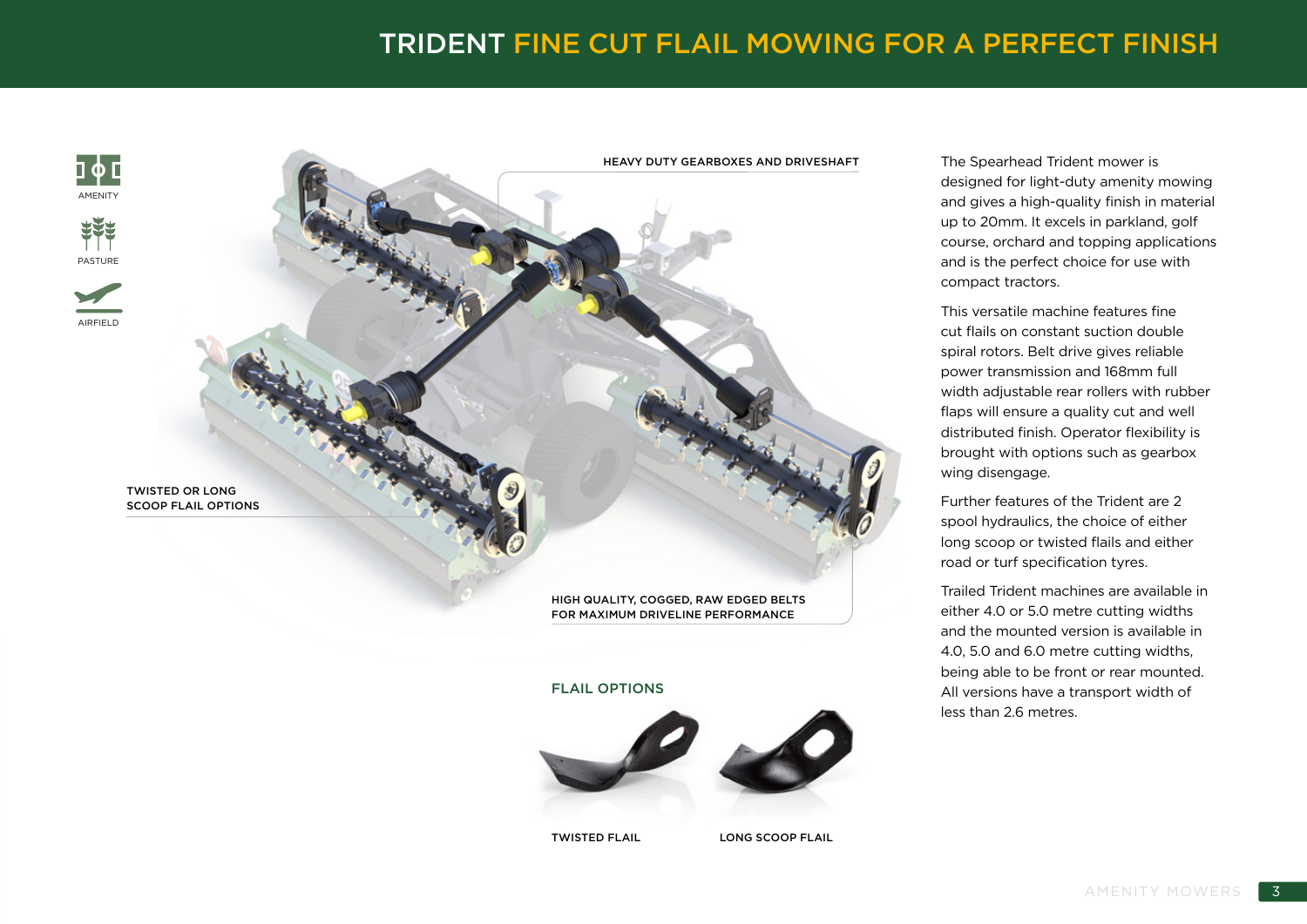# TRIDENT FINE CUT FLAIL MOWING FOR A PERFECT FINISH

AMENITY

PASTURE

AIRFIELD

HEAVY DUTY GEARBOXES AND DRIVESHAFT

TWISTED OR LONG SCOOP FLAIL OPTIONS

HIGH QUALITY, COGGED, RAW EDGED BELTS FOR MAXIMUM DRIVELINE PERFORMANCE

## FLAIL OPTIONS

TWISTED FLAIL

LONG SCOOP FLAIL

The Spearhead Trident mower is designed for light-duty amenity mowing and gives a high-quality finish in material up to 20mm. It excels in parkland, golf course, orchard and topping applications and is the perfect choice for use with compact tractors.

This versatile machine features fine cut flails on constant suction double spiral rotors. Belt drive gives reliable power transmission and 168mm full width adjustable rear rollers with rubber flaps will ensure a quality cut and well distributed finish. Operator flexibility is brought with options such as gearbox wing disengage.

Further features of the Trident are 2 spool hydraulics, the choice of either long scoop or twisted flails and either road or turf specification tyres.

Trailed Trident machines are available in either 4.0 or 5.0 metre cutting widths and the mounted version is available in 4.0, 5.0 and 6.0 metre cutting widths, being able to be front or rear mounted. All versions have a transport width of less than 2.6 metres.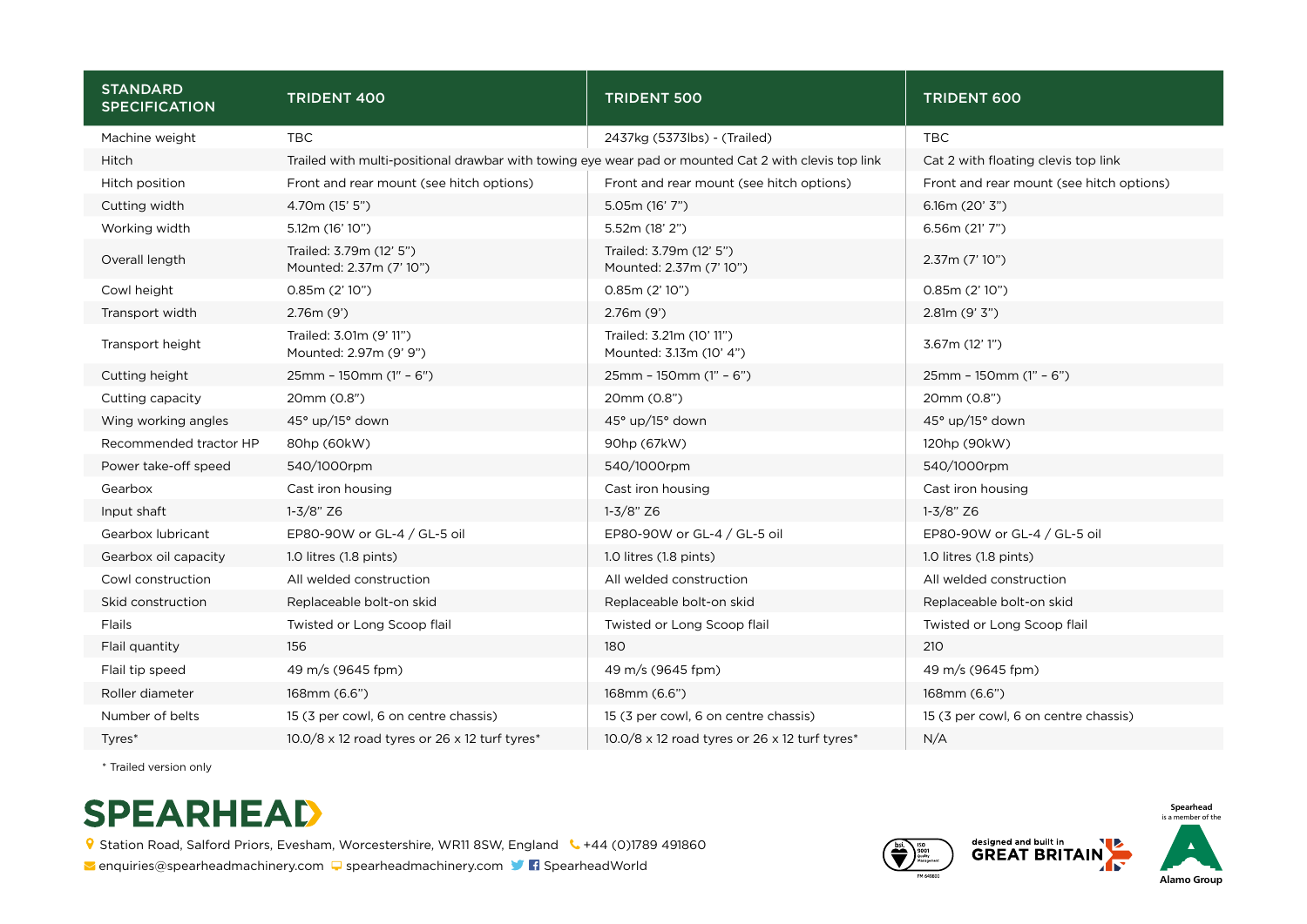| STANDARD SPECIFICATION | TRIDENT 400 | TRIDENT 500 | TRIDENT 600 |
|---|---|---|---|
| Machine weight | TBC | 2437kg (5373lbs) - (Trailed) | TBC |
| Hitch | Trailed with multi-positional drawbar with towing eye wear pad or mounted Cat 2 with clevis top link | | Cat 2 with floating clevis top link |
| Hitch position | Front and rear mount (see hitch options) | Front and rear mount (see hitch options) | Front and rear mount (see hitch options) |
| Cutting width | 4.70m (15' 5") | 5.05m (16' 7") | 6.16m (20' 3") |
| Working width | 5.12m (16' 10") | 5.52m (18' 2") | 6.56m (21' 7") |
| Overall length | Trailed: 3.79m (12' 5")<br>Mounted: 2.37m (7' 10") | Trailed: 3.79m (12' 5")<br>Mounted: 2.37m (7' 10") | 2.37m (7' 10") |
| Cowl height | 0.85m (2' 10") | 0.85m (2' 10") | 0.85m (2' 10") |
| Transport width | 2.76m (9') | 2.76m (9') | 2.81m (9' 3") |
| Transport height | Trailed: 3.01m (9' 11")<br>Mounted: 2.97m (9' 9") | Trailed: 3.21m (10' 11")<br>Mounted: 3.13m (10' 4") | 3.67m (12' 1") |
| Cutting height | 25mm - 150mm (1" - 6") | 25mm - 150mm (1" - 6") | 25mm - 150mm (1" - 6") |
| Cutting capacity | 20mm (0.8") | 20mm (0.8") | 20mm (0.8") |
| Wing working angles | 45° up/15° down | 45° up/15° down | 45° up/15° down |
| Recommended tractor HP | 80hp (60kW) | 90hp (67kW) | 120hp (90kW) |
| Power take-off speed | 540/1000rpm | 540/1000rpm | 540/1000rpm |
| Gearbox | Cast iron housing | Cast iron housing | Cast iron housing |
| Input shaft | 1-3/8" Z6 | 1-3/8" Z6 | 1-3/8" Z6 |
| Gearbox lubricant | EP80-90W or GL-4 / GL-5 oil | EP80-90W or GL-4 / GL-5 oil | EP80-90W or GL-4 / GL-5 oil |
| Gearbox oil capacity | 1.0 litres (1.8 pints) | 1.0 litres (1.8 pints) | 1.0 litres (1.8 pints) |
| Cowl construction | All welded construction | All welded construction | All welded construction |
| Skid construction | Replaceable bolt-on skid | Replaceable bolt-on skid | Replaceable bolt-on skid |
| Flails | Twisted or Long Scoop flail | Twisted or Long Scoop flail | Twisted or Long Scoop flail |
| Flail quantity | 156 | 180 | 210 |
| Flail tip speed | 49 m/s (9645 fpm) | 49 m/s (9645 fpm) | 49 m/s (9645 fpm) |
| Roller diameter | 168mm (6.6") | 168mm (6.6") | 168mm (6.6") |
| Number of belts | 15 (3 per cowl, 6 on centre chassis) | 15 (3 per cowl, 6 on centre chassis) | 15 (3 per cowl, 6 on centre chassis) |
| Tyres* | 10.0/8 x 12 road tyres or 26 x 12 turf tyres* | 10.0/8 x 12 road tyres or 26 x 12 turf tyres* | N/A |

* Trailed version only

**SPEARHEAD**

Station Road, Salford Priors, Evesham, Worcestershire, WR11 8SW, England +44 (0)1789 491860

enquiries@spearheadmachinery.com spearheadmachinery.com SpearheadWorld

designed and built in GREAT BRITAIN

Spearhead is a member of the Alamo Group